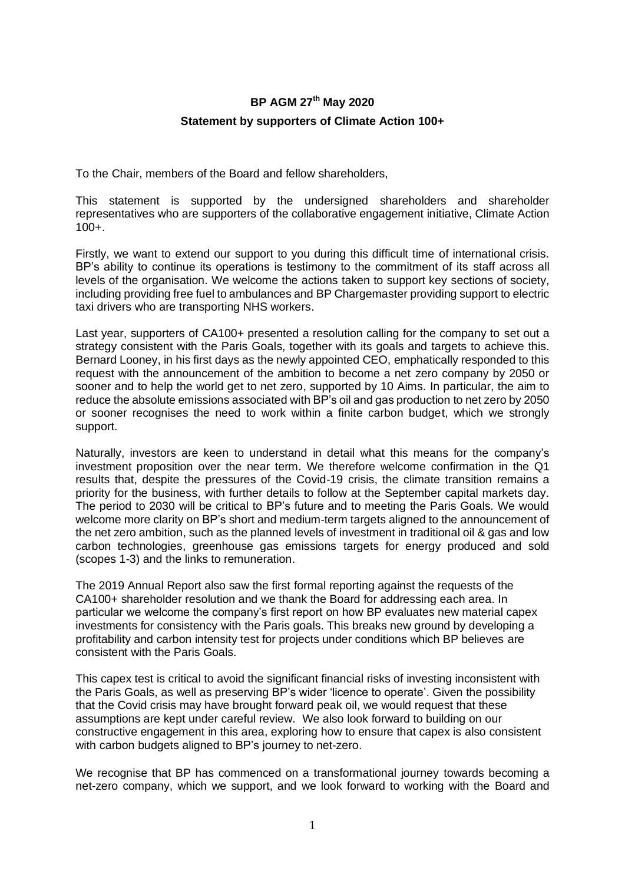# BP AGM 27th May 2020

## Statement by supporters of Climate Action 100+

To the Chair, members of the Board and fellow shareholders,

This statement is supported by the undersigned shareholders and shareholder representatives who are supporters of the collaborative engagement initiative, Climate Action 100+.

Firstly, we want to extend our support to you during this difficult time of international crisis. BP's ability to continue its operations is testimony to the commitment of its staff across all levels of the organisation. We welcome the actions taken to support key sections of society, including providing free fuel to ambulances and BP Chargemaster providing support to electric taxi drivers who are transporting NHS workers.

Last year, supporters of CA100+ presented a resolution calling for the company to set out a strategy consistent with the Paris Goals, together with its goals and targets to achieve this. Bernard Looney, in his first days as the newly appointed CEO, emphatically responded to this request with the announcement of the ambition to become a net zero company by 2050 or sooner and to help the world get to net zero, supported by 10 Aims. In particular, the aim to reduce the absolute emissions associated with BP's oil and gas production to net zero by 2050 or sooner recognises the need to work within a finite carbon budget, which we strongly support.

Naturally, investors are keen to understand in detail what this means for the company's investment proposition over the near term. We therefore welcome confirmation in the Q1 results that, despite the pressures of the Covid-19 crisis, the climate transition remains a priority for the business, with further details to follow at the September capital markets day. The period to 2030 will be critical to BP's future and to meeting the Paris Goals. We would welcome more clarity on BP's short and medium-term targets aligned to the announcement of the net zero ambition, such as the planned levels of investment in traditional oil & gas and low carbon technologies, greenhouse gas emissions targets for energy produced and sold (scopes 1-3) and the links to remuneration.

The 2019 Annual Report also saw the first formal reporting against the requests of the CA100+ shareholder resolution and we thank the Board for addressing each area. In particular we welcome the company's first report on how BP evaluates new material capex investments for consistency with the Paris goals. This breaks new ground by developing a profitability and carbon intensity test for projects under conditions which BP believes are consistent with the Paris Goals.

This capex test is critical to avoid the significant financial risks of investing inconsistent with the Paris Goals, as well as preserving BP's wider 'licence to operate'. Given the possibility that the Covid crisis may have brought forward peak oil, we would request that these assumptions are kept under careful review. We also look forward to building on our constructive engagement in this area, exploring how to ensure that capex is also consistent with carbon budgets aligned to BP's journey to net-zero.

We recognise that BP has commenced on a transformational journey towards becoming a net-zero company, which we support, and we look forward to working with the Board and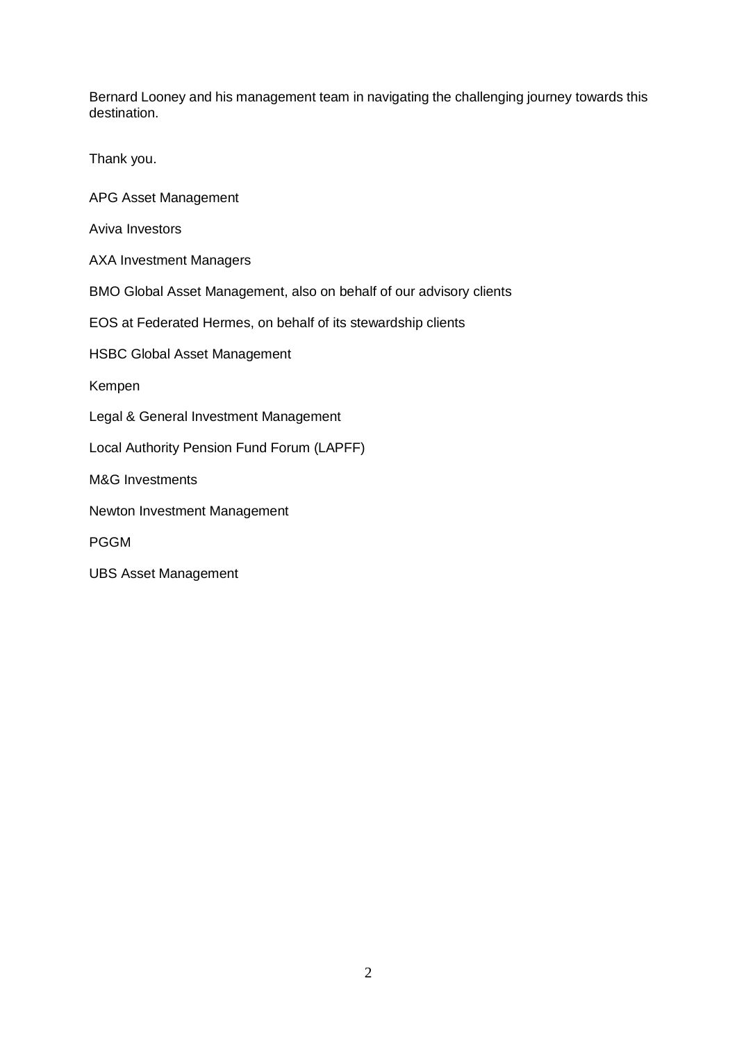Bernard Looney and his management team in navigating the challenging journey towards this destination.

Thank you.

APG Asset Management

Aviva Investors

AXA Investment Managers

BMO Global Asset Management, also on behalf of our advisory clients

EOS at Federated Hermes, on behalf of its stewardship clients

HSBC Global Asset Management

Kempen

Legal & General Investment Management

Local Authority Pension Fund Forum (LAPFF)

M&G Investments

Newton Investment Management

PGGM

UBS Asset Management